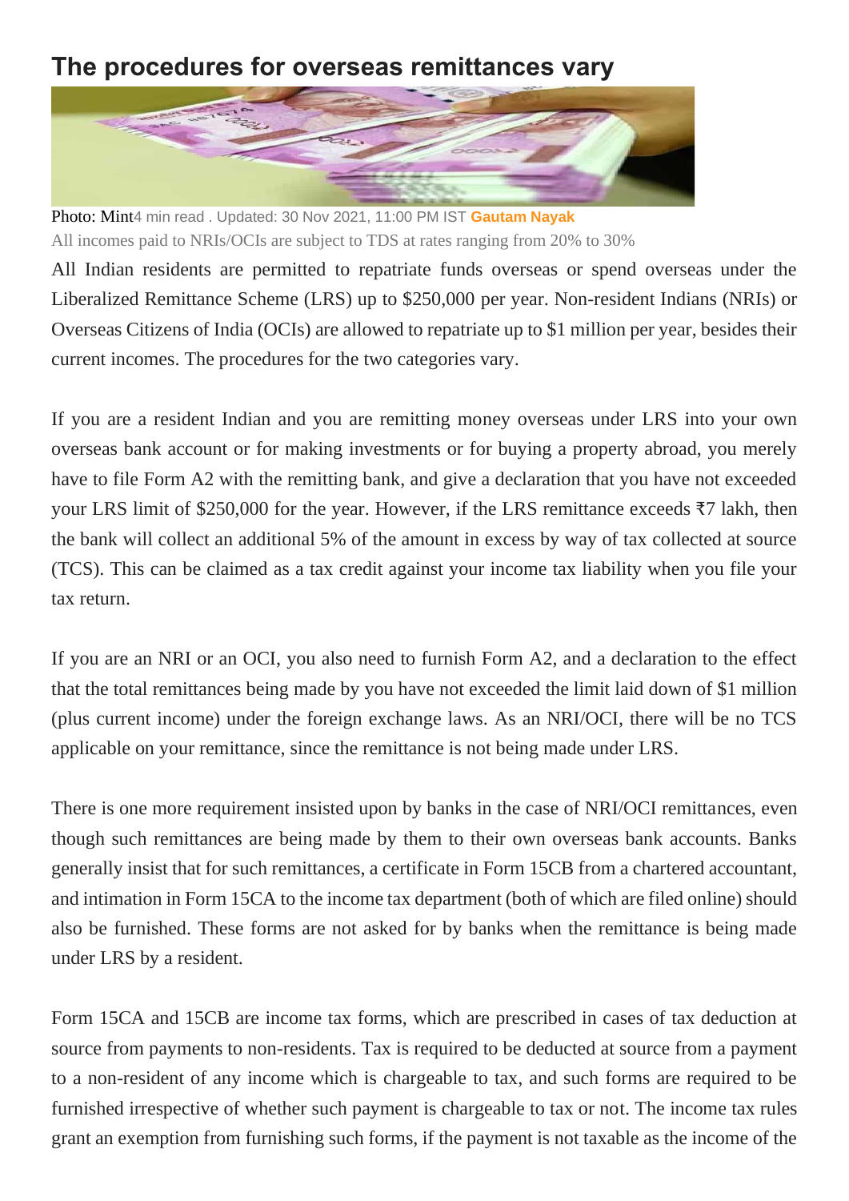# The procedures for overseas remittances vary

Photo: Mint4 min read . Updated: 30 Nov 2021, 11:00 PM IST **Gautam Nayak**

All incomes paid to NRIs/OCIs are subject to TDS at rates ranging from 20% to 30%

All Indian residents are permitted to repatriate funds overseas or spend overseas under the Liberalized Remittance Scheme (LRS) up to $250,000 per year. Non-resident Indians (NRIs) or Overseas Citizens of India (OCIs) are allowed to repatriate up to $1 million per year, besides their current incomes. The procedures for the two categories vary.

If you are a resident Indian and you are remitting money overseas under LRS into your own overseas bank account or for making investments or for buying a property abroad, you merely have to file Form A2 with the remitting bank, and give a declaration that you have not exceeded your LRS limit of $250,000 for the year. However, if the LRS remittance exceeds ₹7 lakh, then the bank will collect an additional 5% of the amount in excess by way of tax collected at source (TCS). This can be claimed as a tax credit against your income tax liability when you file your tax return.

If you are an NRI or an OCI, you also need to furnish Form A2, and a declaration to the effect that the total remittances being made by you have not exceeded the limit laid down of $1 million (plus current income) under the foreign exchange laws. As an NRI/OCI, there will be no TCS applicable on your remittance, since the remittance is not being made under LRS.

There is one more requirement insisted upon by banks in the case of NRI/OCI remittances, even though such remittances are being made by them to their own overseas bank accounts. Banks generally insist that for such remittances, a certificate in Form 15CB from a chartered accountant, and intimation in Form 15CA to the income tax department (both of which are filed online) should also be furnished. These forms are not asked for by banks when the remittance is being made under LRS by a resident.

Form 15CA and 15CB are income tax forms, which are prescribed in cases of tax deduction at source from payments to non-residents. Tax is required to be deducted at source from a payment to a non-resident of any income which is chargeable to tax, and such forms are required to be furnished irrespective of whether such payment is chargeable to tax or not. The income tax rules grant an exemption from furnishing such forms, if the payment is not taxable as the income of the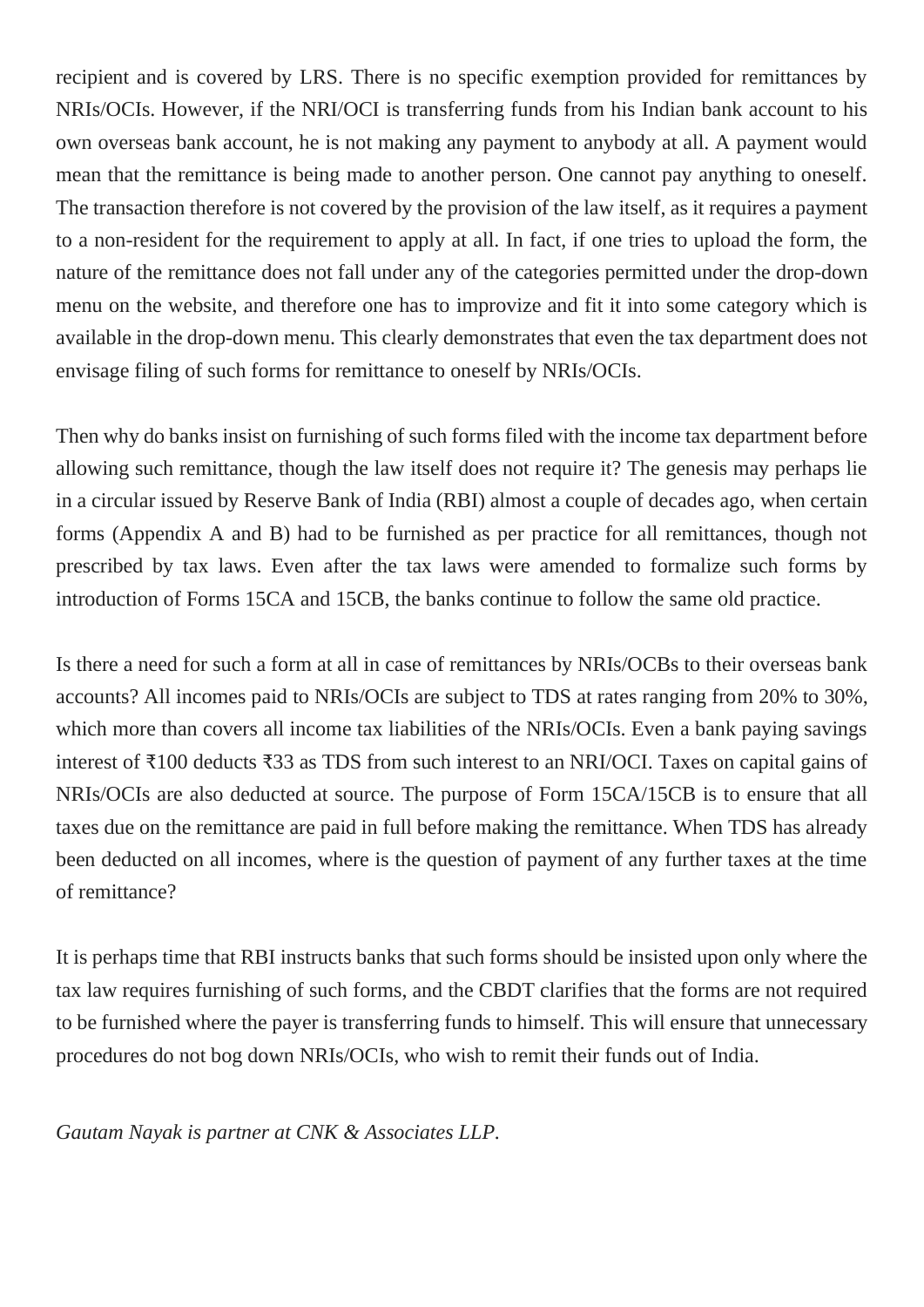recipient and is covered by LRS. There is no specific exemption provided for remittances by NRIs/OCIs. However, if the NRI/OCI is transferring funds from his Indian bank account to his own overseas bank account, he is not making any payment to anybody at all. A payment would mean that the remittance is being made to another person. One cannot pay anything to oneself. The transaction therefore is not covered by the provision of the law itself, as it requires a payment to a non-resident for the requirement to apply at all. In fact, if one tries to upload the form, the nature of the remittance does not fall under any of the categories permitted under the drop-down menu on the website, and therefore one has to improvize and fit it into some category which is available in the drop-down menu. This clearly demonstrates that even the tax department does not envisage filing of such forms for remittance to oneself by NRIs/OCIs.

Then why do banks insist on furnishing of such forms filed with the income tax department before allowing such remittance, though the law itself does not require it? The genesis may perhaps lie in a circular issued by Reserve Bank of India (RBI) almost a couple of decades ago, when certain forms (Appendix A and B) had to be furnished as per practice for all remittances, though not prescribed by tax laws. Even after the tax laws were amended to formalize such forms by introduction of Forms 15CA and 15CB, the banks continue to follow the same old practice.

Is there a need for such a form at all in case of remittances by NRIs/OCBs to their overseas bank accounts? All incomes paid to NRIs/OCIs are subject to TDS at rates ranging from 20% to 30%, which more than covers all income tax liabilities of the NRIs/OCIs. Even a bank paying savings interest of ₹100 deducts ₹33 as TDS from such interest to an NRI/OCI. Taxes on capital gains of NRIs/OCIs are also deducted at source. The purpose of Form 15CA/15CB is to ensure that all taxes due on the remittance are paid in full before making the remittance. When TDS has already been deducted on all incomes, where is the question of payment of any further taxes at the time of remittance?

It is perhaps time that RBI instructs banks that such forms should be insisted upon only where the tax law requires furnishing of such forms, and the CBDT clarifies that the forms are not required to be furnished where the payer is transferring funds to himself. This will ensure that unnecessary procedures do not bog down NRIs/OCIs, who wish to remit their funds out of India.

*Gautam Nayak is partner at CNK & Associates LLP.*